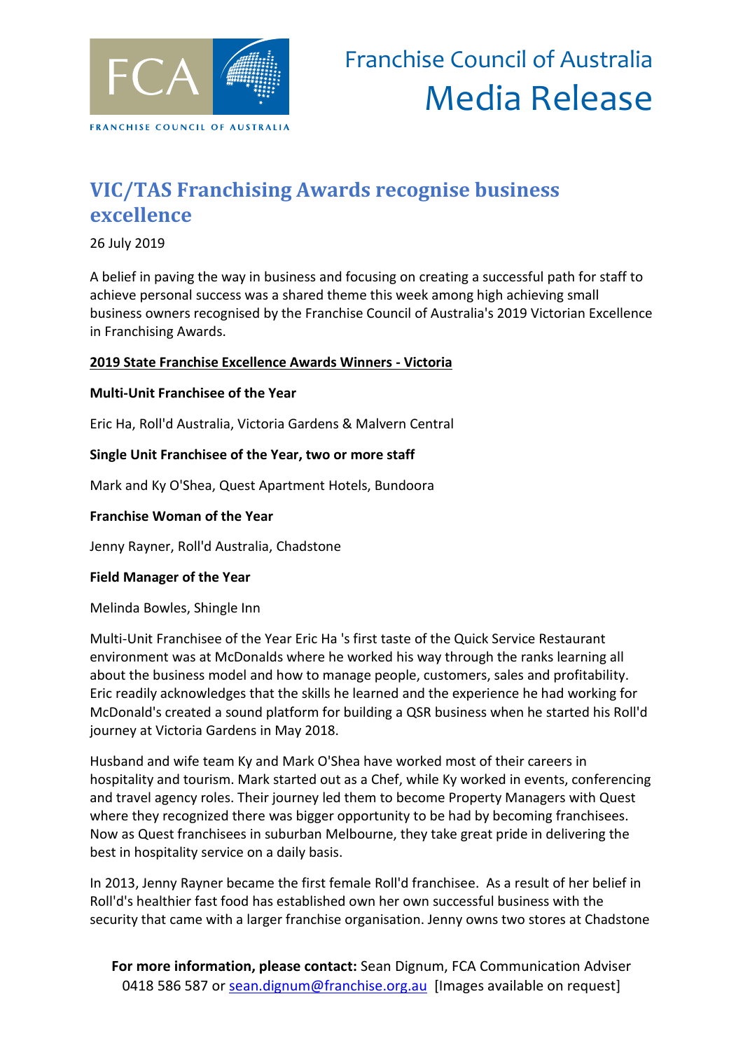FCA

FRANCHISE COUNCIL OF AUSTRALIA

Franchise Council of Australia
Media Release

# VIC/TAS Franchising Awards recognise business excellence

26 July 2019

A belief in paving the way in business and focusing on creating a successful path for staff to achieve personal success was a shared theme this week among high achieving small business owners recognised by the Franchise Council of Australia's 2019 Victorian Excellence in Franchising Awards.

**2019 State Franchise Excellence Awards Winners - Victoria**

**Multi-Unit Franchisee of the Year**

Eric Ha, Roll'd Australia, Victoria Gardens & Malvern Central

**Single Unit Franchisee of the Year, two or more staff**

Mark and Ky O'Shea, Quest Apartment Hotels, Bundoora

**Franchise Woman of the Year**

Jenny Rayner, Roll'd Australia, Chadstone

**Field Manager of the Year**

Melinda Bowles, Shingle Inn

Multi-Unit Franchisee of the Year Eric Ha 's first taste of the Quick Service Restaurant environment was at McDonalds where he worked his way through the ranks learning all about the business model and how to manage people, customers, sales and profitability. Eric readily acknowledges that the skills he learned and the experience he had working for McDonald's created a sound platform for building a QSR business when he started his Roll'd journey at Victoria Gardens in May 2018.

Husband and wife team Ky and Mark O'Shea have worked most of their careers in hospitality and tourism. Mark started out as a Chef, while Ky worked in events, conferencing and travel agency roles. Their journey led them to become Property Managers with Quest where they recognized there was bigger opportunity to be had by becoming franchisees. Now as Quest franchisees in suburban Melbourne, they take great pride in delivering the best in hospitality service on a daily basis.

In 2013, Jenny Rayner became the first female Roll'd franchisee. As a result of her belief in Roll'd's healthier fast food has established own her own successful business with the security that came with a larger franchise organisation. Jenny owns two stores at Chadstone

**For more information, please contact:** Sean Dignum, FCA Communication Adviser 0418 586 587 or sean.dignum@franchise.org.au [Images available on request]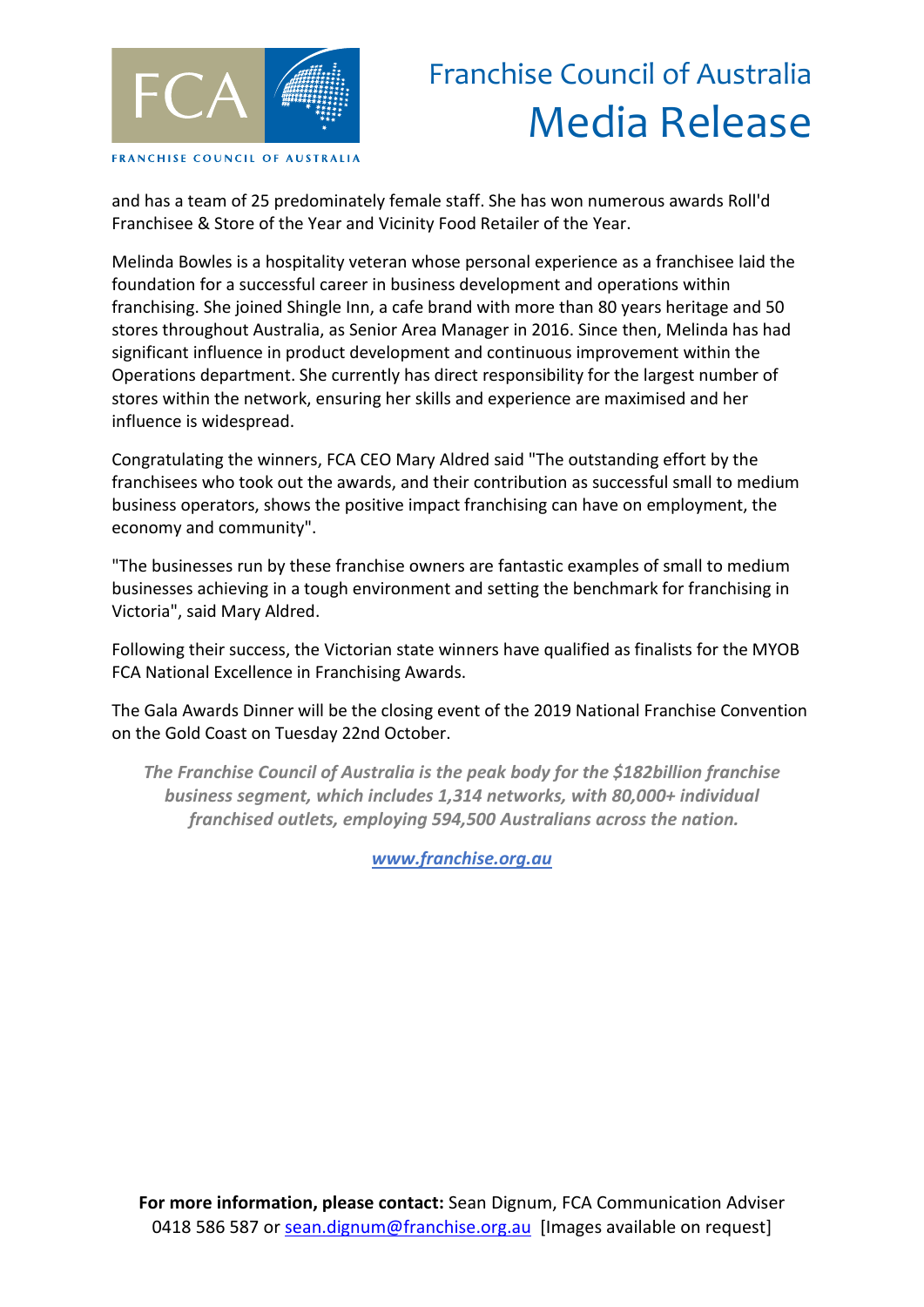and has a team of 25 predominately female staff. She has won numerous awards Roll'd Franchisee & Store of the Year and Vicinity Food Retailer of the Year.

Melinda Bowles is a hospitality veteran whose personal experience as a franchisee laid the foundation for a successful career in business development and operations within franchising. She joined Shingle Inn, a cafe brand with more than 80 years heritage and 50 stores throughout Australia, as Senior Area Manager in 2016. Since then, Melinda has had significant influence in product development and continuous improvement within the Operations department. She currently has direct responsibility for the largest number of stores within the network, ensuring her skills and experience are maximised and her influence is widespread.

Congratulating the winners, FCA CEO Mary Aldred said "The outstanding effort by the franchisees who took out the awards, and their contribution as successful small to medium business operators, shows the positive impact franchising can have on employment, the economy and community".

"The businesses run by these franchise owners are fantastic examples of small to medium businesses achieving in a tough environment and setting the benchmark for franchising in Victoria", said Mary Aldred.

Following their success, the Victorian state winners have qualified as finalists for the MYOB FCA National Excellence in Franchising Awards.

The Gala Awards Dinner will be the closing event of the 2019 National Franchise Convention on the Gold Coast on Tuesday 22nd October.

***The Franchise Council of Australia is the peak body for the $182billion franchise business segment, which includes 1,314 networks, with 80,000+ individual franchised outlets, employing 594,500 Australians across the nation.***

***www.franchise.org.au***

**For more information, please contact:** Sean Dignum, FCA Communication Adviser 0418 586 587 or sean.dignum@franchise.org.au [Images available on request]